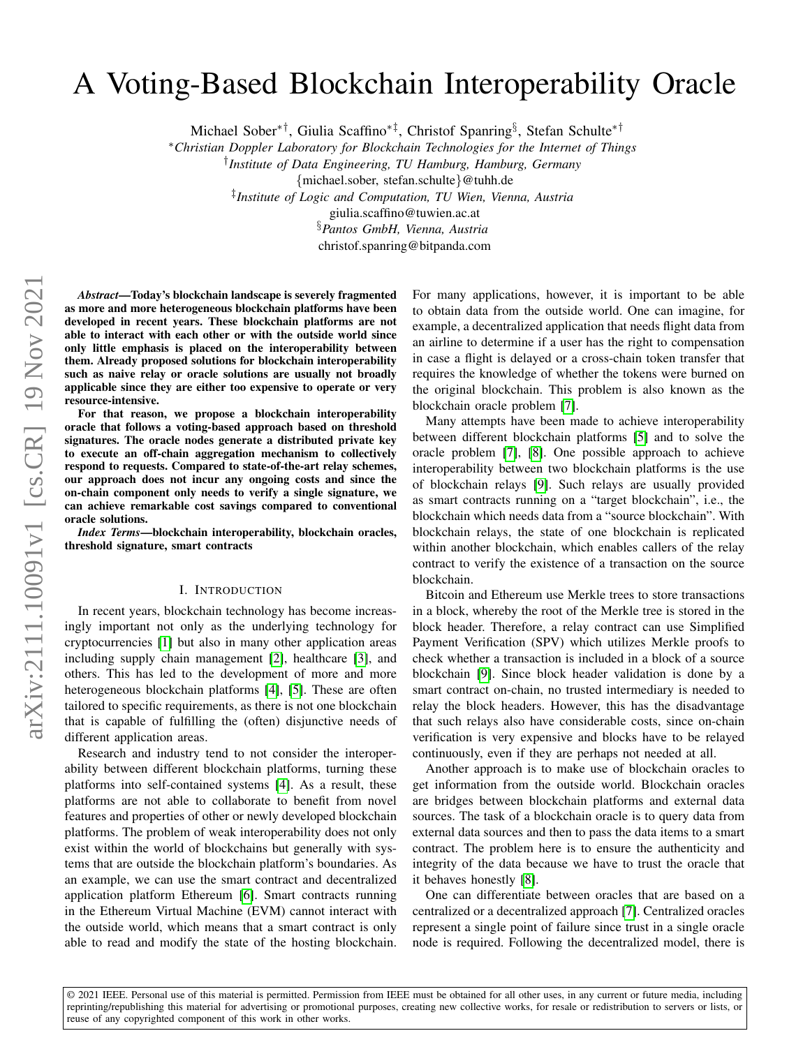# A Voting-Based Blockchain Interoperability Oracle

Michael Sober[*†], Giulia Scaffino[*‡], Christof Spanring[§], Stefan Schulte[*†]

[*]*Christian Doppler Laboratory for Blockchain Technologies for the Internet of Things*

[†]*Institute of Data Engineering, TU Hamburg, Hamburg, Germany*

{michael.sober, stefan.schulte}@tuhh.de

[‡]*Institute of Logic and Computation, TU Wien, Vienna, Austria*

giulia.scaffino@tuwien.ac.at

[§]*Pantos GmbH, Vienna, Austria*

christof.spanring@bitpanda.com

***Abstract*—Today's blockchain landscape is severely fragmented as more and more heterogeneous blockchain platforms have been developed in recent years. These blockchain platforms are not able to interact with each other or with the outside world since only little emphasis is placed on the interoperability between them. Already proposed solutions for blockchain interoperability such as naive relay or oracle solutions are usually not broadly applicable since they are either too expensive to operate or very resource-intensive.**

**For that reason, we propose a blockchain interoperability oracle that follows a voting-based approach based on threshold signatures. The oracle nodes generate a distributed private key to execute an off-chain aggregation mechanism to collectively respond to requests. Compared to state-of-the-art relay schemes, our approach does not incur any ongoing costs and since the on-chain component only needs to verify a single signature, we can achieve remarkable cost savings compared to conventional oracle solutions.**

***Index Terms*—blockchain interoperability, blockchain oracles, threshold signature, smart contracts**

## I. Introduction

In recent years, blockchain technology has become increasingly important not only as the underlying technology for cryptocurrencies [1] but also in many other application areas including supply chain management [2], healthcare [3], and others. This has led to the development of more and more heterogeneous blockchain platforms [4], [5]. These are often tailored to specific requirements, as there is not one blockchain that is capable of fulfilling the (often) disjunctive needs of different application areas.

Research and industry tend to not consider the interoperability between different blockchain platforms, turning these platforms into self-contained systems [4]. As a result, these platforms are not able to collaborate to benefit from novel features and properties of other or newly developed blockchain platforms. The problem of weak interoperability does not only exist within the world of blockchains but generally with systems that are outside the blockchain platform's boundaries. As an example, we can use the smart contract and decentralized application platform Ethereum [6]. Smart contracts running in the Ethereum Virtual Machine (EVM) cannot interact with the outside world, which means that a smart contract is only able to read and modify the state of the hosting blockchain. For many applications, however, it is important to be able to obtain data from the outside world. One can imagine, for example, a decentralized application that needs flight data from an airline to determine if a user has the right to compensation in case a flight is delayed or a cross-chain token transfer that requires the knowledge of whether the tokens were burned on the original blockchain. This problem is also known as the blockchain oracle problem [7].

Many attempts have been made to achieve interoperability between different blockchain platforms [5] and to solve the oracle problem [7], [8]. One possible approach to achieve interoperability between two blockchain platforms is the use of blockchain relays [9]. Such relays are usually provided as smart contracts running on a "target blockchain", i.e., the blockchain which needs data from a "source blockchain". With blockchain relays, the state of one blockchain is replicated within another blockchain, which enables callers of the relay contract to verify the existence of a transaction on the source blockchain.

Bitcoin and Ethereum use Merkle trees to store transactions in a block, whereby the root of the Merkle tree is stored in the block header. Therefore, a relay contract can use Simplified Payment Verification (SPV) which utilizes Merkle proofs to check whether a transaction is included in a block of a source blockchain [9]. Since block header validation is done by a smart contract on-chain, no trusted intermediary is needed to relay the block headers. However, this has the disadvantage that such relays also have considerable costs, since on-chain verification is very expensive and blocks have to be relayed continuously, even if they are perhaps not needed at all.

Another approach is to make use of blockchain oracles to get information from the outside world. Blockchain oracles are bridges between blockchain platforms and external data sources. The task of a blockchain oracle is to query data from external data sources and then to pass the data items to a smart contract. The problem here is to ensure the authenticity and integrity of the data because we have to trust the oracle that it behaves honestly [8].

One can differentiate between oracles that are based on a centralized or a decentralized approach [7]. Centralized oracles represent a single point of failure since trust in a single oracle node is required. Following the decentralized model, there is

© 2021 IEEE. Personal use of this material is permitted. Permission from IEEE must be obtained for all other uses, in any current or future media, including reprinting/republishing this material for advertising or promotional purposes, creating new collective works, for resale or redistribution to servers or lists, or reuse of any copyrighted component of this work in other works.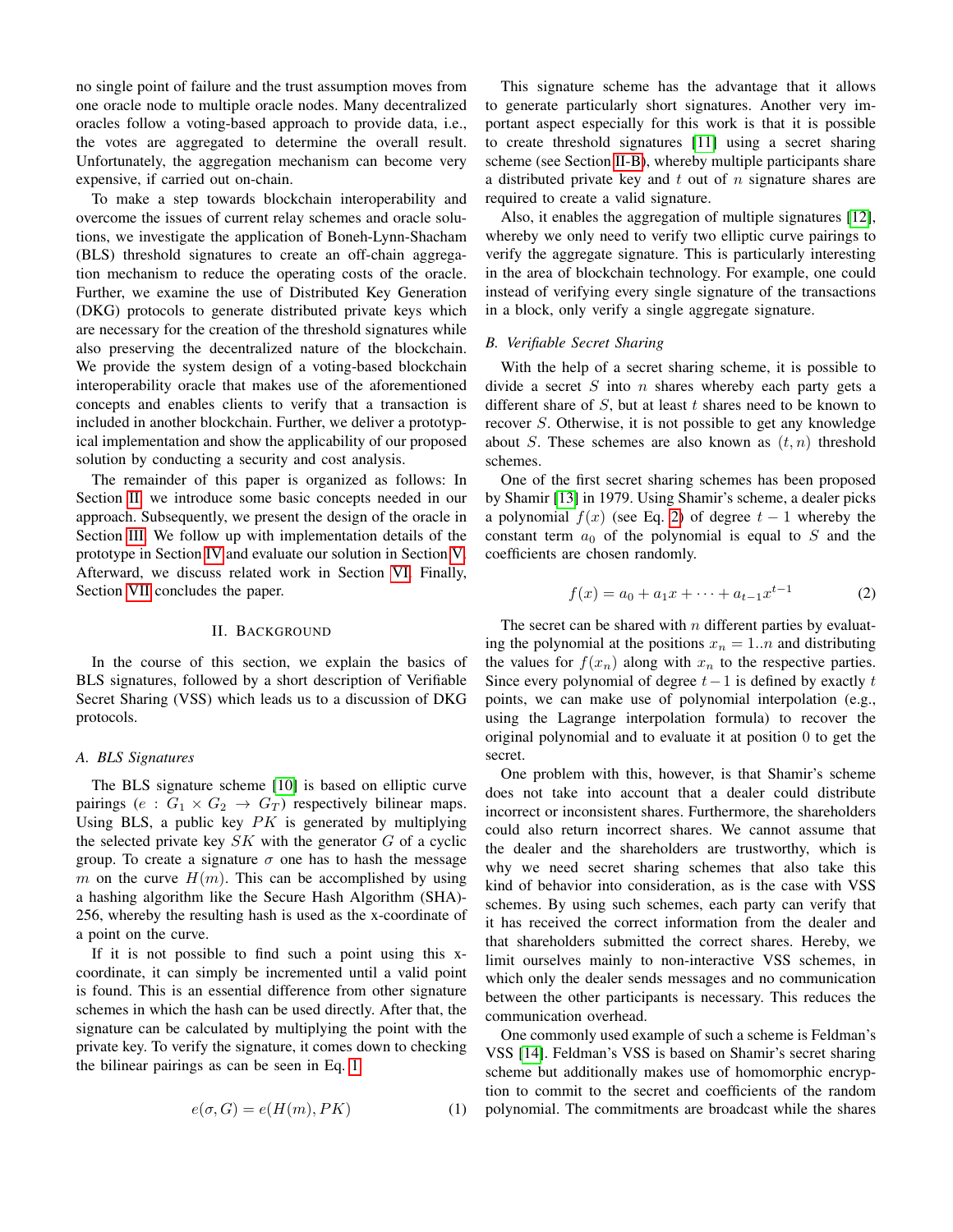no single point of failure and the trust assumption moves from one oracle node to multiple oracle nodes. Many decentralized oracles follow a voting-based approach to provide data, i.e., the votes are aggregated to determine the overall result. Unfortunately, the aggregation mechanism can become very expensive, if carried out on-chain.

To make a step towards blockchain interoperability and overcome the issues of current relay schemes and oracle solutions, we investigate the application of Boneh-Lynn-Shacham (BLS) threshold signatures to create an off-chain aggregation mechanism to reduce the operating costs of the oracle. Further, we examine the use of Distributed Key Generation (DKG) protocols to generate distributed private keys which are necessary for the creation of the threshold signatures while also preserving the decentralized nature of the blockchain. We provide the system design of a voting-based blockchain interoperability oracle that makes use of the aforementioned concepts and enables clients to verify that a transaction is included in another blockchain. Further, we deliver a prototypical implementation and show the applicability of our proposed solution by conducting a security and cost analysis.

The remainder of this paper is organized as follows: In Section II, we introduce some basic concepts needed in our approach. Subsequently, we present the design of the oracle in Section III. We follow up with implementation details of the prototype in Section IV and evaluate our solution in Section V. Afterward, we discuss related work in Section VI. Finally, Section VII concludes the paper.

## II. Background

In the course of this section, we explain the basics of BLS signatures, followed by a short description of Verifiable Secret Sharing (VSS) which leads us to a discussion of DKG protocols.

### A. BLS Signatures

The BLS signature scheme [10] is based on elliptic curve pairings ($e : G_1 \times G_2 \rightarrow G_T$) respectively bilinear maps. Using BLS, a public key $PK$ is generated by multiplying the selected private key $SK$ with the generator $G$ of a cyclic group. To create a signature $\sigma$ one has to hash the message $m$ on the curve $H(m)$. This can be accomplished by using a hashing algorithm like the Secure Hash Algorithm (SHA)-256, whereby the resulting hash is used as the x-coordinate of a point on the curve.

If it is not possible to find such a point using this x-coordinate, it can simply be incremented until a valid point is found. This is an essential difference from other signature schemes in which the hash can be used directly. After that, the signature can be calculated by multiplying the point with the private key. To verify the signature, it comes down to checking the bilinear pairings as can be seen in Eq. 1.

$$e(\sigma, G) = e(H(m), PK) \tag{1}$$

This signature scheme has the advantage that it allows to generate particularly short signatures. Another very important aspect especially for this work is that it is possible to create threshold signatures [11] using a secret sharing scheme (see Section II-B), whereby multiple participants share a distributed private key and $t$ out of $n$ signature shares are required to create a valid signature.

Also, it enables the aggregation of multiple signatures [12], whereby we only need to verify two elliptic curve pairings to verify the aggregate signature. This is particularly interesting in the area of blockchain technology. For example, one could instead of verifying every single signature of the transactions in a block, only verify a single aggregate signature.

### B. Verifiable Secret Sharing

With the help of a secret sharing scheme, it is possible to divide a secret $S$ into $n$ shares whereby each party gets a different share of $S$, but at least $t$ shares need to be known to recover $S$. Otherwise, it is not possible to get any knowledge about $S$. These schemes are also known as $(t, n)$ threshold schemes.

One of the first secret sharing schemes has been proposed by Shamir [13] in 1979. Using Shamir's scheme, a dealer picks a polynomial $f(x)$ (see Eq. 2) of degree $t-1$ whereby the constant term $a_0$ of the polynomial is equal to $S$ and the coefficients are chosen randomly.

$$f(x) = a_0 + a_1 x + \cdots + a_{t-1} x^{t-1} \tag{2}$$

The secret can be shared with $n$ different parties by evaluating the polynomial at the positions $x_n = 1..n$ and distributing the values for $f(x_n)$ along with $x_n$ to the respective parties. Since every polynomial of degree $t-1$ is defined by exactly $t$ points, we can make use of polynomial interpolation (e.g., using the Lagrange interpolation formula) to recover the original polynomial and to evaluate it at position 0 to get the secret.

One problem with this, however, is that Shamir's scheme does not take into account that a dealer could distribute incorrect or inconsistent shares. Furthermore, the shareholders could also return incorrect shares. We cannot assume that the dealer and the shareholders are trustworthy, which is why we need secret sharing schemes that also take this kind of behavior into consideration, as is the case with VSS schemes. By using such schemes, each party can verify that it has received the correct information from the dealer and that shareholders submitted the correct shares. Hereby, we limit ourselves mainly to non-interactive VSS schemes, in which only the dealer sends messages and no communication between the other participants is necessary. This reduces the communication overhead.

One commonly used example of such a scheme is Feldman's VSS [14]. Feldman's VSS is based on Shamir's secret sharing scheme but additionally makes use of homomorphic encryption to commit to the secret and coefficients of the random polynomial. The commitments are broadcast while the shares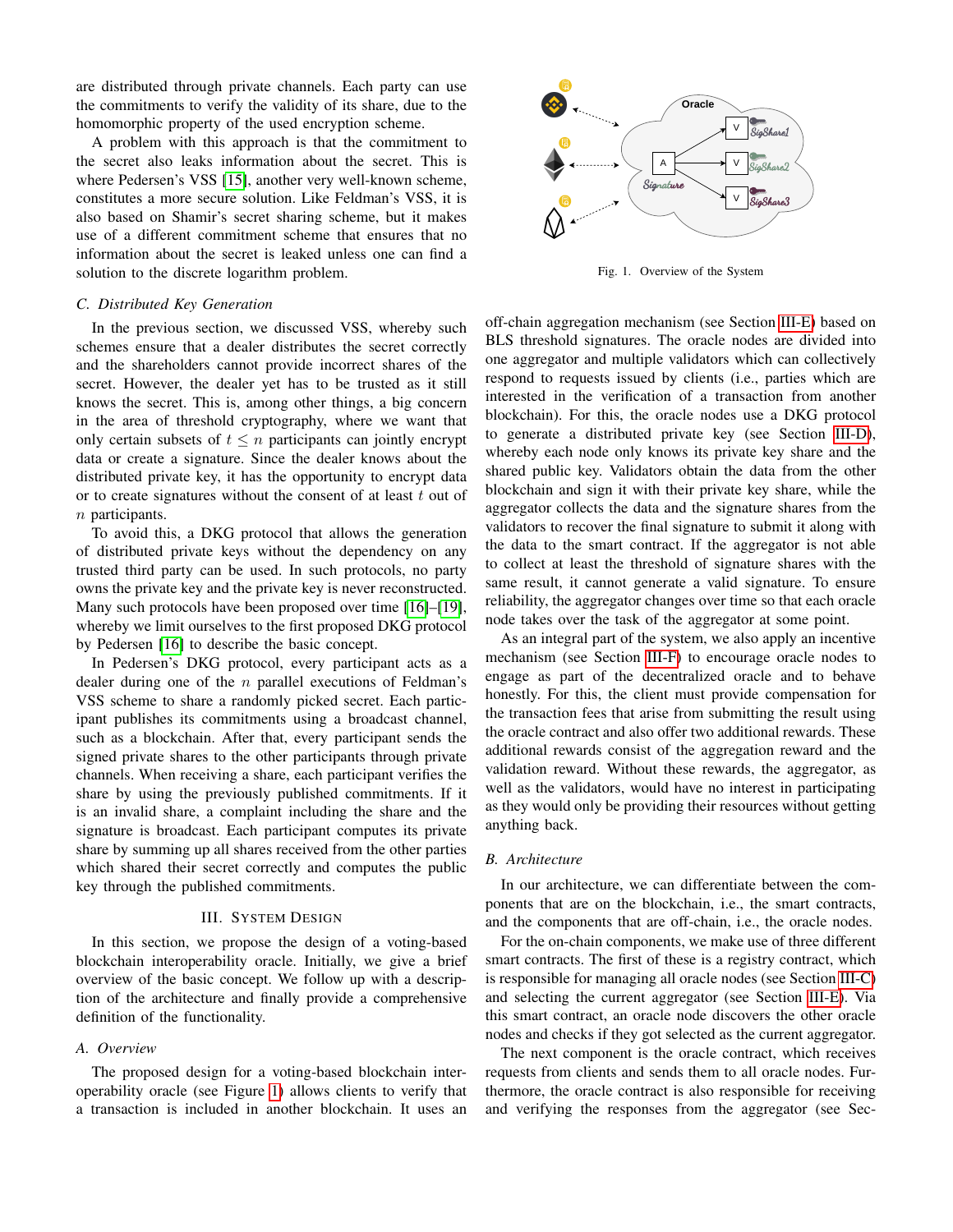are distributed through private channels. Each party can use the commitments to verify the validity of its share, due to the homomorphic property of the used encryption scheme.

A problem with this approach is that the commitment to the secret also leaks information about the secret. This is where Pedersen's VSS [15], another very well-known scheme, constitutes a more secure solution. Like Feldman's VSS, it is also based on Shamir's secret sharing scheme, but it makes use of a different commitment scheme that ensures that no information about the secret is leaked unless one can find a solution to the discrete logarithm problem.

### C. Distributed Key Generation

In the previous section, we discussed VSS, whereby such schemes ensure that a dealer distributes the secret correctly and the shareholders cannot provide incorrect shares of the secret. However, the dealer yet has to be trusted as it still knows the secret. This is, among other things, a big concern in the area of threshold cryptography, where we want that only certain subsets of $t \leq n$ participants can jointly encrypt data or create a signature. Since the dealer knows about the distributed private key, it has the opportunity to encrypt data or to create signatures without the consent of at least $t$ out of $n$ participants.

To avoid this, a DKG protocol that allows the generation of distributed private keys without the dependency on any trusted third party can be used. In such protocols, no party owns the private key and the private key is never reconstructed. Many such protocols have been proposed over time [16]–[19], whereby we limit ourselves to the first proposed DKG protocol by Pedersen [16] to describe the basic concept.

In Pedersen's DKG protocol, every participant acts as a dealer during one of the $n$ parallel executions of Feldman's VSS scheme to share a randomly picked secret. Each participant publishes its commitments using a broadcast channel, such as a blockchain. After that, every participant sends the signed private shares to the other participants through private channels. When receiving a share, each participant verifies the share by using the previously published commitments. If it is an invalid share, a complaint including the share and the signature is broadcast. Each participant computes its private share by summing up all shares received from the other parties which shared their secret correctly and computes the public key through the published commitments.

## III. System Design

In this section, we propose the design of a voting-based blockchain interoperability oracle. Initially, we give a brief overview of the basic concept. We follow up with a description of the architecture and finally provide a comprehensive definition of the functionality.

### A. Overview

The proposed design for a voting-based blockchain interoperability oracle (see Figure 1) allows clients to verify that a transaction is included in another blockchain. It uses an off-chain aggregation mechanism (see Section III-E) based on BLS threshold signatures. The oracle nodes are divided into one aggregator and multiple validators which can collectively respond to requests issued by clients (i.e., parties which are interested in the verification of a transaction from another blockchain). For this, the oracle nodes use a DKG protocol to generate a distributed private key (see Section III-D), whereby each node only knows its private key share and the shared public key. Validators obtain the data from the other blockchain and sign it with their private key share, while the aggregator collects the data and the signature shares from the validators to recover the final signature to submit it along with the data to the smart contract. If the aggregator is not able to collect at least the threshold of signature shares with the same result, it cannot generate a valid signature. To ensure reliability, the aggregator changes over time so that each oracle node takes over the task of the aggregator at some point.

Fig. 1. Overview of the System

As an integral part of the system, we also apply an incentive mechanism (see Section III-F) to encourage oracle nodes to engage as part of the decentralized oracle and to behave honestly. For this, the client must provide compensation for the transaction fees that arise from submitting the result using the oracle contract and also offer two additional rewards. These additional rewards consist of the aggregation reward and the validation reward. Without these rewards, the aggregator, as well as the validators, would have no interest in participating as they would only be providing their resources without getting anything back.

### B. Architecture

In our architecture, we can differentiate between the components that are on the blockchain, i.e., the smart contracts, and the components that are off-chain, i.e., the oracle nodes.

For the on-chain components, we make use of three different smart contracts. The first of these is a registry contract, which is responsible for managing all oracle nodes (see Section III-C) and selecting the current aggregator (see Section III-E). Via this smart contract, an oracle node discovers the other oracle nodes and checks if they got selected as the current aggregator.

The next component is the oracle contract, which receives requests from clients and sends them to all oracle nodes. Furthermore, the oracle contract is also responsible for receiving and verifying the responses from the aggregator (see Sec-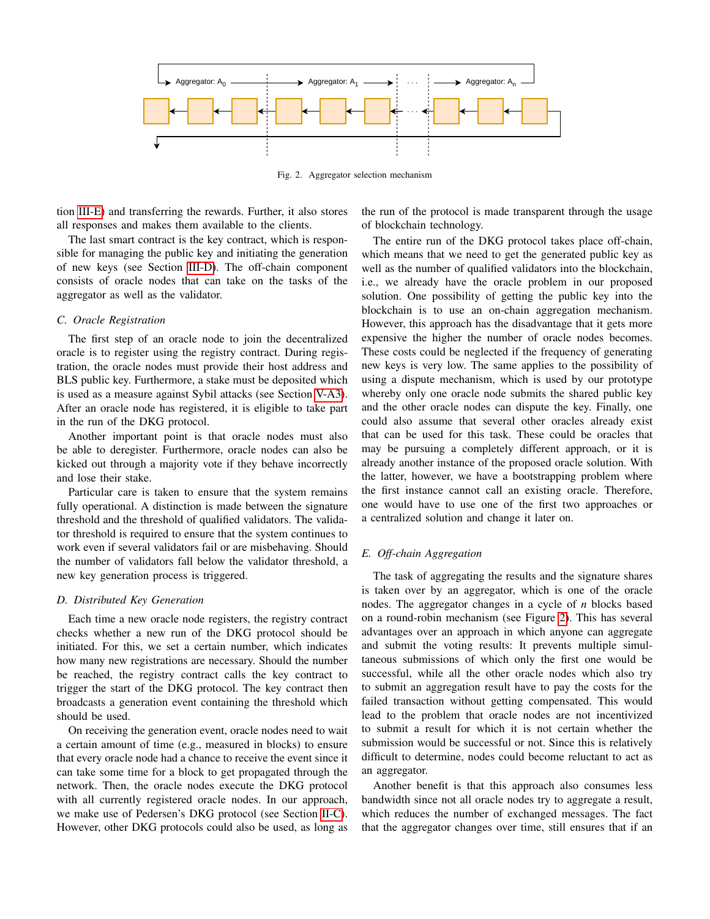Fig. 2. Aggregator selection mechanism

tion III-E) and transferring the rewards. Further, it also stores all responses and makes them available to the clients.

The last smart contract is the key contract, which is responsible for managing the public key and initiating the generation of new keys (see Section III-D). The off-chain component consists of oracle nodes that can take on the tasks of the aggregator as well as the validator.

### C. Oracle Registration

The first step of an oracle node to join the decentralized oracle is to register using the registry contract. During registration, the oracle nodes must provide their host address and BLS public key. Furthermore, a stake must be deposited which is used as a measure against Sybil attacks (see Section V-A3). After an oracle node has registered, it is eligible to take part in the run of the DKG protocol.

Another important point is that oracle nodes must also be able to deregister. Furthermore, oracle nodes can also be kicked out through a majority vote if they behave incorrectly and lose their stake.

Particular care is taken to ensure that the system remains fully operational. A distinction is made between the signature threshold and the threshold of qualified validators. The validator threshold is required to ensure that the system continues to work even if several validators fail or are misbehaving. Should the number of validators fall below the validator threshold, a new key generation process is triggered.

### D. Distributed Key Generation

Each time a new oracle node registers, the registry contract checks whether a new run of the DKG protocol should be initiated. For this, we set a certain number, which indicates how many new registrations are necessary. Should the number be reached, the registry contract calls the key contract to trigger the start of the DKG protocol. The key contract then broadcasts a generation event containing the threshold which should be used.

On receiving the generation event, oracle nodes need to wait a certain amount of time (e.g., measured in blocks) to ensure that every oracle node had a chance to receive the event since it can take some time for a block to get propagated through the network. Then, the oracle nodes execute the DKG protocol with all currently registered oracle nodes. In our approach, we make use of Pedersen's DKG protocol (see Section II-C). However, other DKG protocols could also be used, as long as the run of the protocol is made transparent through the usage of blockchain technology.

The entire run of the DKG protocol takes place off-chain, which means that we need to get the generated public key as well as the number of qualified validators into the blockchain, i.e., we already have the oracle problem in our proposed solution. One possibility of getting the public key into the blockchain is to use an on-chain aggregation mechanism. However, this approach has the disadvantage that it gets more expensive the higher the number of oracle nodes becomes. These costs could be neglected if the frequency of generating new keys is very low. The same applies to the possibility of using a dispute mechanism, which is used by our prototype whereby only one oracle node submits the shared public key and the other oracle nodes can dispute the key. Finally, one could also assume that several other oracles already exist that can be used for this task. These could be oracles that may be pursuing a completely different approach, or it is already another instance of the proposed oracle solution. With the latter, however, we have a bootstrapping problem where the first instance cannot call an existing oracle. Therefore, one would have to use one of the first two approaches or a centralized solution and change it later on.

### E. Off-chain Aggregation

The task of aggregating the results and the signature shares is taken over by an aggregator, which is one of the oracle nodes. The aggregator changes in a cycle of $n$ blocks based on a round-robin mechanism (see Figure 2). This has several advantages over an approach in which anyone can aggregate and submit the voting results: It prevents multiple simultaneous submissions of which only the first one would be successful, while all the other oracle nodes which also try to submit an aggregation result have to pay the costs for the failed transaction without getting compensated. This would lead to the problem that oracle nodes are not incentivized to submit a result for which it is not certain whether the submission would be successful or not. Since this is relatively difficult to determine, nodes could become reluctant to act as an aggregator.

Another benefit is that this approach also consumes less bandwidth since not all oracle nodes try to aggregate a result, which reduces the number of exchanged messages. The fact that the aggregator changes over time, still ensures that if an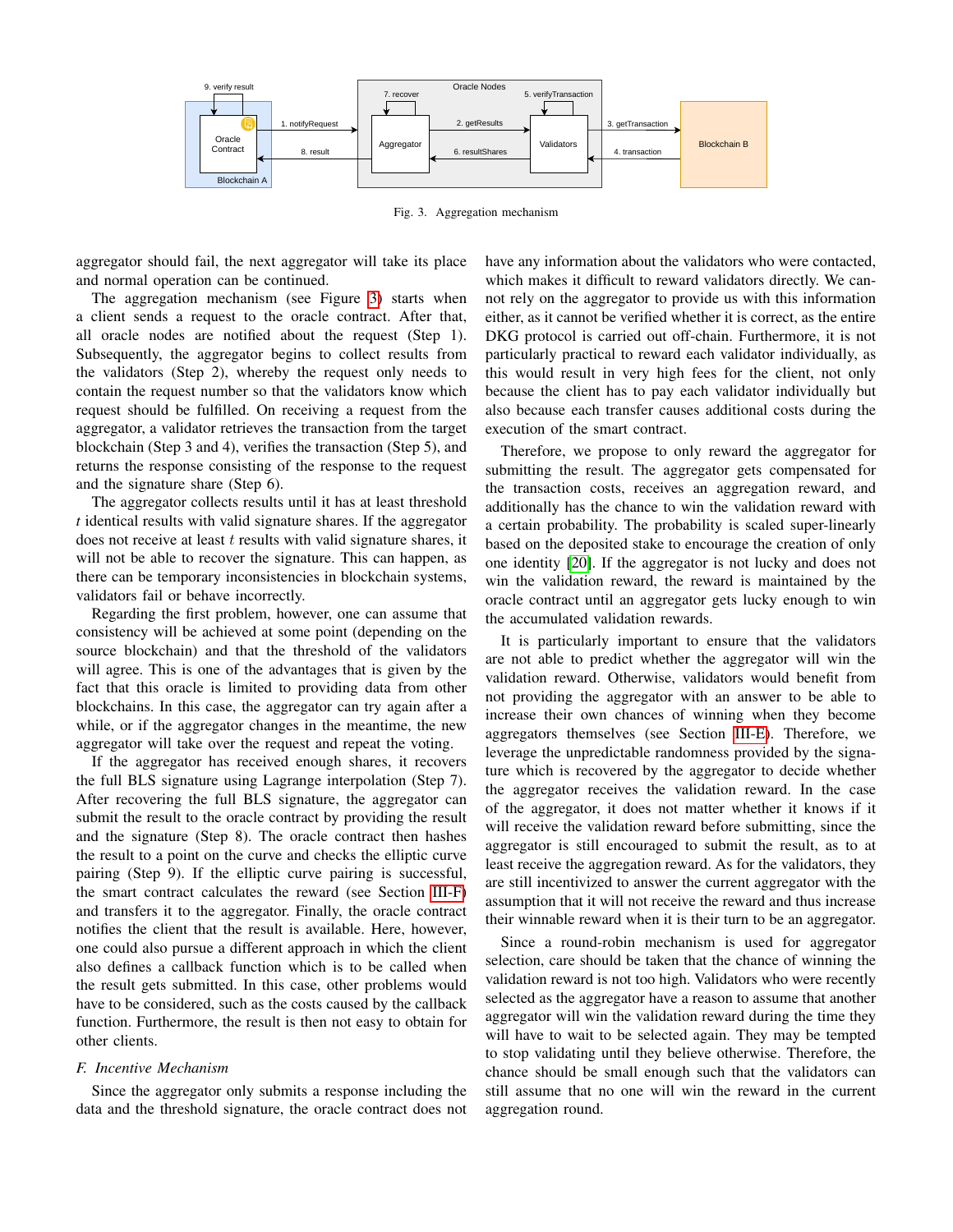Fig. 3. Aggregation mechanism

aggregator should fail, the next aggregator will take its place and normal operation can be continued.

The aggregation mechanism (see Figure 3) starts when a client sends a request to the oracle contract. After that, all oracle nodes are notified about the request (Step 1). Subsequently, the aggregator begins to collect results from the validators (Step 2), whereby the request only needs to contain the request number so that the validators know which request should be fulfilled. On receiving a request from the aggregator, a validator retrieves the transaction from the target blockchain (Step 3 and 4), verifies the transaction (Step 5), and returns the response consisting of the response to the request and the signature share (Step 6).

The aggregator collects results until it has at least threshold $t$ identical results with valid signature shares. If the aggregator does not receive at least $t$ results with valid signature shares, it will not be able to recover the signature. This can happen, as there can be temporary inconsistencies in blockchain systems, validators fail or behave incorrectly.

Regarding the first problem, however, one can assume that consistency will be achieved at some point (depending on the source blockchain) and that the threshold of the validators will agree. This is one of the advantages that is given by the fact that this oracle is limited to providing data from other blockchains. In this case, the aggregator can try again after a while, or if the aggregator changes in the meantime, the new aggregator will take over the request and repeat the voting.

If the aggregator has received enough shares, it recovers the full BLS signature using Lagrange interpolation (Step 7). After recovering the full BLS signature, the aggregator can submit the result to the oracle contract by providing the result and the signature (Step 8). The oracle contract then hashes the result to a point on the curve and checks the elliptic curve pairing (Step 9). If the elliptic curve pairing is successful, the smart contract calculates the reward (see Section III-F) and transfers it to the aggregator. Finally, the oracle contract notifies the client that the result is available. Here, however, one could also pursue a different approach in which the client also defines a callback function which is to be called when the result gets submitted. In this case, other problems would have to be considered, such as the costs caused by the callback function. Furthermore, the result is then not easy to obtain for other clients.

### F. Incentive Mechanism

Since the aggregator only submits a response including the data and the threshold signature, the oracle contract does not have any information about the validators who were contacted, which makes it difficult to reward validators directly. We cannot rely on the aggregator to provide us with this information either, as it cannot be verified whether it is correct, as the entire DKG protocol is carried out off-chain. Furthermore, it is not particularly practical to reward each validator individually, as this would result in very high fees for the client, not only because the client has to pay each validator individually but also because each transfer causes additional costs during the execution of the smart contract.

Therefore, we propose to only reward the aggregator for submitting the result. The aggregator gets compensated for the transaction costs, receives an aggregation reward, and additionally has the chance to win the validation reward with a certain probability. The probability is scaled super-linearly based on the deposited stake to encourage the creation of only one identity [20]. If the aggregator is not lucky and does not win the validation reward, the reward is maintained by the oracle contract until an aggregator gets lucky enough to win the accumulated validation rewards.

It is particularly important to ensure that the validators are not able to predict whether the aggregator will win the validation reward. Otherwise, validators would benefit from not providing the aggregator with an answer to be able to increase their own chances of winning when they become aggregators themselves (see Section III-E). Therefore, we leverage the unpredictable randomness provided by the signature which is recovered by the aggregator to decide whether the aggregator receives the validation reward. In the case of the aggregator, it does not matter whether it knows if it will receive the validation reward before submitting, since the aggregator is still encouraged to submit the result, as to at least receive the aggregation reward. As for the validators, they are still incentivized to answer the current aggregator with the assumption that it will not receive the reward and thus increase their winnable reward when it is their turn to be an aggregator.

Since a round-robin mechanism is used for aggregator selection, care should be taken that the chance of winning the validation reward is not too high. Validators who were recently selected as the aggregator have a reason to assume that another aggregator will win the validation reward during the time they will have to wait to be selected again. They may be tempted to stop validating until they believe otherwise. Therefore, the chance should be small enough such that the validators can still assume that no one will win the reward in the current aggregation round.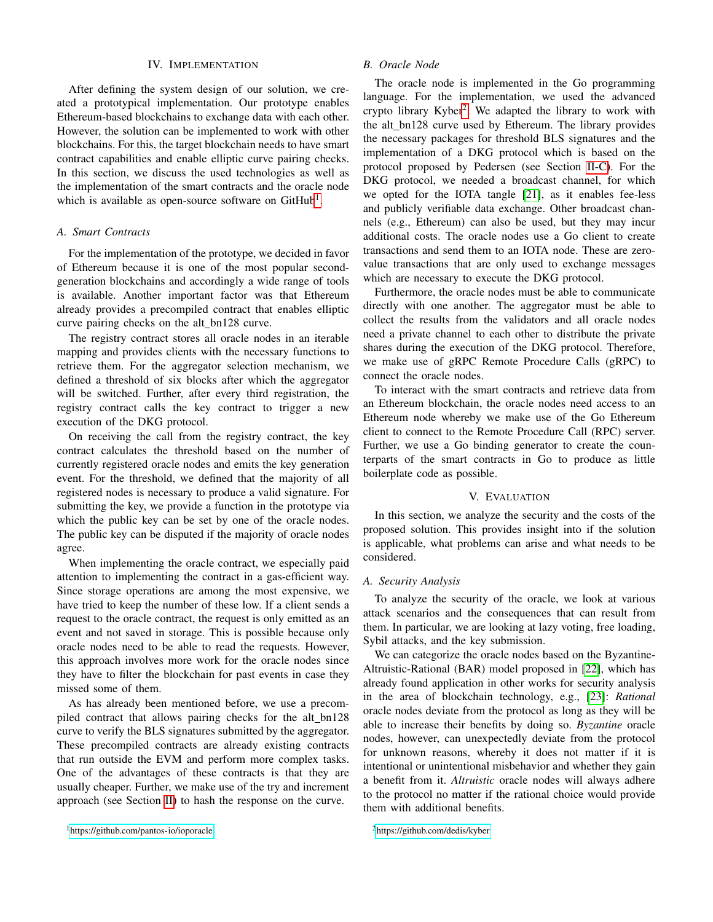## IV. IMPLEMENTATION

After defining the system design of our solution, we created a prototypical implementation. Our prototype enables Ethereum-based blockchains to exchange data with each other. However, the solution can be implemented to work with other blockchains. For this, the target blockchain needs to have smart contract capabilities and enable elliptic curve pairing checks. In this section, we discuss the used technologies as well as the implementation of the smart contracts and the oracle node which is available as open-source software on GitHub[1].

### A. Smart Contracts

For the implementation of the prototype, we decided in favor of Ethereum because it is one of the most popular second-generation blockchains and accordingly a wide range of tools is available. Another important factor was that Ethereum already provides a precompiled contract that enables elliptic curve pairing checks on the alt_bn128 curve.

The registry contract stores all oracle nodes in an iterable mapping and provides clients with the necessary functions to retrieve them. For the aggregator selection mechanism, we defined a threshold of six blocks after which the aggregator will be switched. Further, after every third registration, the registry contract calls the key contract to trigger a new execution of the DKG protocol.

On receiving the call from the registry contract, the key contract calculates the threshold based on the number of currently registered oracle nodes and emits the key generation event. For the threshold, we defined that the majority of all registered nodes is necessary to produce a valid signature. For submitting the key, we provide a function in the prototype via which the public key can be set by one of the oracle nodes. The public key can be disputed if the majority of oracle nodes agree.

When implementing the oracle contract, we especially paid attention to implementing the contract in a gas-efficient way. Since storage operations are among the most expensive, we have tried to keep the number of these low. If a client sends a request to the oracle contract, the request is only emitted as an event and not saved in storage. This is possible because only oracle nodes need to be able to read the requests. However, this approach involves more work for the oracle nodes since they have to filter the blockchain for past events in case they missed some of them.

As has already been mentioned before, we use a precompiled contract that allows pairing checks for the alt_bn128 curve to verify the BLS signatures submitted by the aggregator. These precompiled contracts are already existing contracts that run outside the EVM and perform more complex tasks. One of the advantages of these contracts is that they are usually cheaper. Further, we make use of the try and increment approach (see Section II) to hash the response on the curve.

### B. Oracle Node

The oracle node is implemented in the Go programming language. For the implementation, we used the advanced crypto library Kyber[2]. We adapted the library to work with the alt_bn128 curve used by Ethereum. The library provides the necessary packages for threshold BLS signatures and the implementation of a DKG protocol which is based on the protocol proposed by Pedersen (see Section II-C). For the DKG protocol, we needed a broadcast channel, for which we opted for the IOTA tangle [21], as it enables fee-less and publicly verifiable data exchange. Other broadcast channels (e.g., Ethereum) can also be used, but they may incur additional costs. The oracle nodes use a Go client to create transactions and send them to an IOTA node. These are zero-value transactions that are only used to exchange messages which are necessary to execute the DKG protocol.

Furthermore, the oracle nodes must be able to communicate directly with one another. The aggregator must be able to collect the results from the validators and all oracle nodes need a private channel to each other to distribute the private shares during the execution of the DKG protocol. Therefore, we make use of gRPC Remote Procedure Calls (gRPC) to connect the oracle nodes.

To interact with the smart contracts and retrieve data from an Ethereum blockchain, the oracle nodes need access to an Ethereum node whereby we make use of the Go Ethereum client to connect to the Remote Procedure Call (RPC) server. Further, we use a Go binding generator to create the counterparts of the smart contracts in Go to produce as little boilerplate code as possible.

## V. EVALUATION

In this section, we analyze the security and the costs of the proposed solution. This provides insight into if the solution is applicable, what problems can arise and what needs to be considered.

### A. Security Analysis

To analyze the security of the oracle, we look at various attack scenarios and the consequences that can result from them. In particular, we are looking at lazy voting, free loading, Sybil attacks, and the key submission.

We can categorize the oracle nodes based on the Byzantine-Altruistic-Rational (BAR) model proposed in [22], which has already found application in other works for security analysis in the area of blockchain technology, e.g., [23]: *Rational* oracle nodes deviate from the protocol as long as they will be able to increase their benefits by doing so. *Byzantine* oracle nodes, however, can unexpectedly deviate from the protocol for unknown reasons, whereby it does not matter if it is intentional or unintentional misbehavior and whether they gain a benefit from it. *Altruistic* oracle nodes will always adhere to the protocol no matter if the rational choice would provide them with additional benefits.

[1] https://github.com/pantos-io/ioporacle

[2] https://github.com/dedis/kyber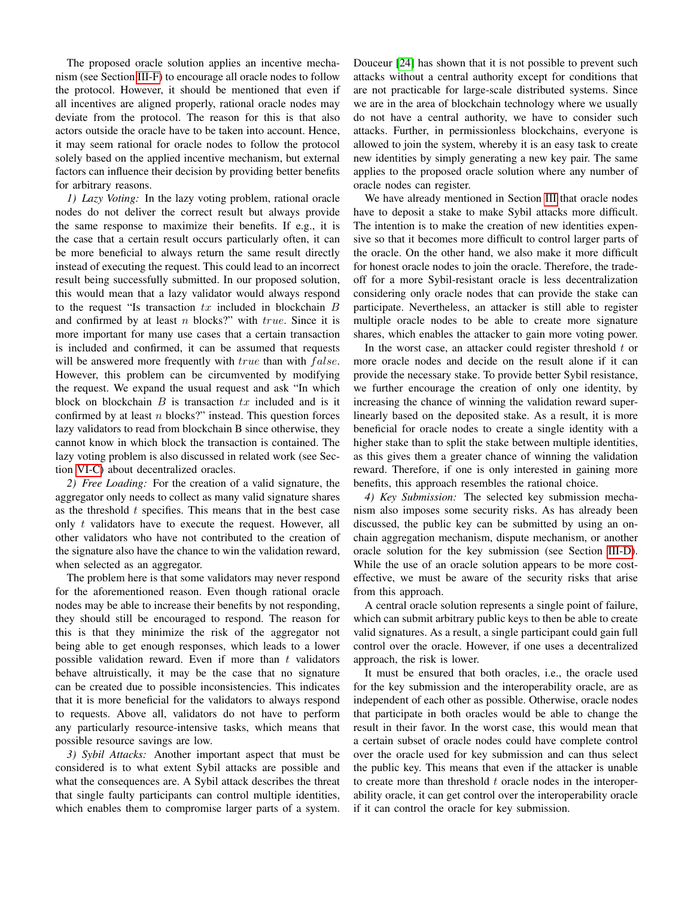The proposed oracle solution applies an incentive mechanism (see Section III-F) to encourage all oracle nodes to follow the protocol. However, it should be mentioned that even if all incentives are aligned properly, rational oracle nodes may deviate from the protocol. The reason for this is that also actors outside the oracle have to be taken into account. Hence, it may seem rational for oracle nodes to follow the protocol solely based on the applied incentive mechanism, but external factors can influence their decision by providing better benefits for arbitrary reasons.

*1) Lazy Voting:* In the lazy voting problem, rational oracle nodes do not deliver the correct result but always provide the same response to maximize their benefits. If e.g., it is the case that a certain result occurs particularly often, it can be more beneficial to always return the same result directly instead of executing the request. This could lead to an incorrect result being successfully submitted. In our proposed solution, this would mean that a lazy validator would always respond to the request "Is transaction $tx$ included in blockchain $B$ and confirmed by at least $n$ blocks?" with $true$. Since it is more important for many use cases that a certain transaction is included and confirmed, it can be assumed that requests will be answered more frequently with $true$ than with $false$. However, this problem can be circumvented by modifying the request. We expand the usual request and ask "In which block on blockchain $B$ is transaction $tx$ included and is it confirmed by at least $n$ blocks?" instead. This question forces lazy validators to read from blockchain B since otherwise, they cannot know in which block the transaction is contained. The lazy voting problem is also discussed in related work (see Section VI-C) about decentralized oracles.

*2) Free Loading:* For the creation of a valid signature, the aggregator only needs to collect as many valid signature shares as the threshold $t$ specifies. This means that in the best case only $t$ validators have to execute the request. However, all other validators who have not contributed to the creation of the signature also have the chance to win the validation reward, when selected as an aggregator.

The problem here is that some validators may never respond for the aforementioned reason. Even though rational oracle nodes may be able to increase their benefits by not responding, they should still be encouraged to respond. The reason for this is that they minimize the risk of the aggregator not being able to get enough responses, which leads to a lower possible validation reward. Even if more than $t$ validators behave altruistically, it may be the case that no signature can be created due to possible inconsistencies. This indicates that it is more beneficial for the validators to always respond to requests. Above all, validators do not have to perform any particularly resource-intensive tasks, which means that possible resource savings are low.

*3) Sybil Attacks:* Another important aspect that must be considered is to what extent Sybil attacks are possible and what the consequences are. A Sybil attack describes the threat that single faulty participants can control multiple identities, which enables them to compromise larger parts of a system. Douceur [24] has shown that it is not possible to prevent such attacks without a central authority except for conditions that are not practicable for large-scale distributed systems. Since we are in the area of blockchain technology where we usually do not have a central authority, we have to consider such attacks. Further, in permissionless blockchains, everyone is allowed to join the system, whereby it is an easy task to create new identities by simply generating a new key pair. The same applies to the proposed oracle solution where any number of oracle nodes can register.

We have already mentioned in Section III that oracle nodes have to deposit a stake to make Sybil attacks more difficult. The intention is to make the creation of new identities expensive so that it becomes more difficult to control larger parts of the oracle. On the other hand, we also make it more difficult for honest oracle nodes to join the oracle. Therefore, the trade-off for a more Sybil-resistant oracle is less decentralization considering only oracle nodes that can provide the stake can participate. Nevertheless, an attacker is still able to register multiple oracle nodes to be able to create more signature shares, which enables the attacker to gain more voting power.

In the worst case, an attacker could register threshold $t$ or more oracle nodes and decide on the result alone if it can provide the necessary stake. To provide better Sybil resistance, we further encourage the creation of only one identity, by increasing the chance of winning the validation reward super-linearly based on the deposited stake. As a result, it is more beneficial for oracle nodes to create a single identity with a higher stake than to split the stake between multiple identities, as this gives them a greater chance of winning the validation reward. Therefore, if one is only interested in gaining more benefits, this approach resembles the rational choice.

*4) Key Submission:* The selected key submission mechanism also imposes some security risks. As has already been discussed, the public key can be submitted by using an on-chain aggregation mechanism, dispute mechanism, or another oracle solution for the key submission (see Section III-D). While the use of an oracle solution appears to be more cost-effective, we must be aware of the security risks that arise from this approach.

A central oracle solution represents a single point of failure, which can submit arbitrary public keys to then be able to create valid signatures. As a result, a single participant could gain full control over the oracle. However, if one uses a decentralized approach, the risk is lower.

It must be ensured that both oracles, i.e., the oracle used for the key submission and the interoperability oracle, are as independent of each other as possible. Otherwise, oracle nodes that participate in both oracles would be able to change the result in their favor. In the worst case, this would mean that a certain subset of oracle nodes could have complete control over the oracle used for key submission and can thus select the public key. This means that even if the attacker is unable to create more than threshold $t$ oracle nodes in the interoperability oracle, it can get control over the interoperability oracle if it can control the oracle for key submission.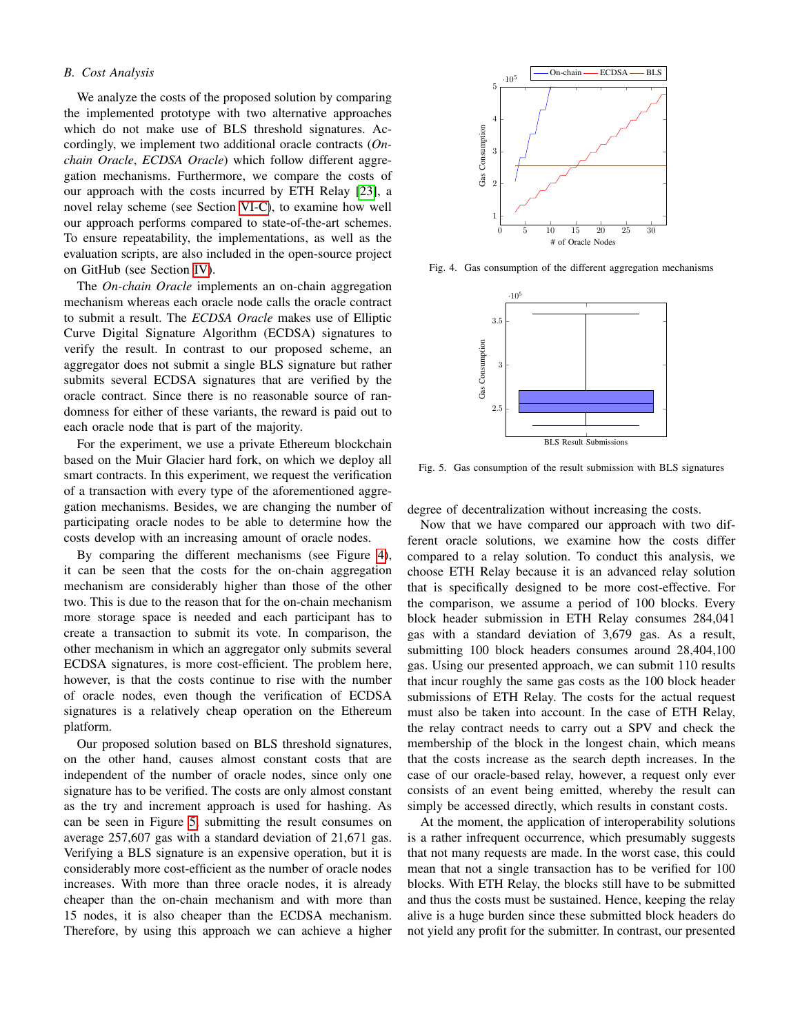### B. Cost Analysis

We analyze the costs of the proposed solution by comparing the implemented prototype with two alternative approaches which do not make use of BLS threshold signatures. Accordingly, we implement two additional oracle contracts (*On-chain Oracle*, *ECDSA Oracle*) which follow different aggregation mechanisms. Furthermore, we compare the costs of our approach with the costs incurred by ETH Relay [23], a novel relay scheme (see Section VI-C), to examine how well our approach performs compared to state-of-the-art schemes. To ensure repeatability, the implementations, as well as the evaluation scripts, are also included in the open-source project on GitHub (see Section IV).

The *On-chain Oracle* implements an on-chain aggregation mechanism whereas each oracle node calls the oracle contract to submit a result. The *ECDSA Oracle* makes use of Elliptic Curve Digital Signature Algorithm (ECDSA) signatures to verify the result. In contrast to our proposed scheme, an aggregator does not submit a single BLS signature but rather submits several ECDSA signatures that are verified by the oracle contract. Since there is no reasonable source of randomness for either of these variants, the reward is paid out to each oracle node that is part of the majority.

For the experiment, we use a private Ethereum blockchain based on the Muir Glacier hard fork, on which we deploy all smart contracts. In this experiment, we request the verification of a transaction with every type of the aforementioned aggregation mechanisms. Besides, we are changing the number of participating oracle nodes to be able to determine how the costs develop with an increasing amount of oracle nodes.

By comparing the different mechanisms (see Figure 4), it can be seen that the costs for the on-chain aggregation mechanism are considerably higher than those of the other two. This is due to the reason that for the on-chain mechanism more storage space is needed and each participant has to create a transaction to submit its vote. In comparison, the other mechanism in which an aggregator only submits several ECDSA signatures, is more cost-efficient. The problem here, however, is that the costs continue to rise with the number of oracle nodes, even though the verification of ECDSA signatures is a relatively cheap operation on the Ethereum platform.

Our proposed solution based on BLS threshold signatures, on the other hand, causes almost constant costs that are independent of the number of oracle nodes, since only one signature has to be verified. The costs are only almost constant as the try and increment approach is used for hashing. As can be seen in Figure 5, submitting the result consumes on average 257,607 gas with a standard deviation of 21,671 gas. Verifying a BLS signature is an expensive operation, but it is considerably more cost-efficient as the number of oracle nodes increases. With more than three oracle nodes, it is already cheaper than the on-chain mechanism and with more than 15 nodes, it is also cheaper than the ECDSA mechanism. Therefore, by using this approach we can achieve a higher degree of decentralization without increasing the costs.

Fig. 4. Gas consumption of the different aggregation mechanisms

Fig. 5. Gas consumption of the result submission with BLS signatures

Now that we have compared our approach with two different oracle solutions, we examine how the costs differ compared to a relay solution. To conduct this analysis, we choose ETH Relay because it is an advanced relay solution that is specifically designed to be more cost-effective. For the comparison, we assume a period of 100 blocks. Every block header submission in ETH Relay consumes 284,041 gas with a standard deviation of 3,679 gas. As a result, submitting 100 block headers consumes around 28,404,100 gas. Using our presented approach, we can submit 110 results that incur roughly the same gas costs as the 100 block header submissions of ETH Relay. The costs for the actual request must also be taken into account. In the case of ETH Relay, the relay contract needs to carry out a SPV and check the membership of the block in the longest chain, which means that the costs increase as the search depth increases. In the case of our oracle-based relay, however, a request only ever consists of an event being emitted, whereby the result can simply be accessed directly, which results in constant costs.

At the moment, the application of interoperability solutions is a rather infrequent occurrence, which presumably suggests that not many requests are made. In the worst case, this could mean that not a single transaction has to be verified for 100 blocks. With ETH Relay, the blocks still have to be submitted and thus the costs must be sustained. Hence, keeping the relay alive is a huge burden since these submitted block headers do not yield any profit for the submitter. In contrast, our presented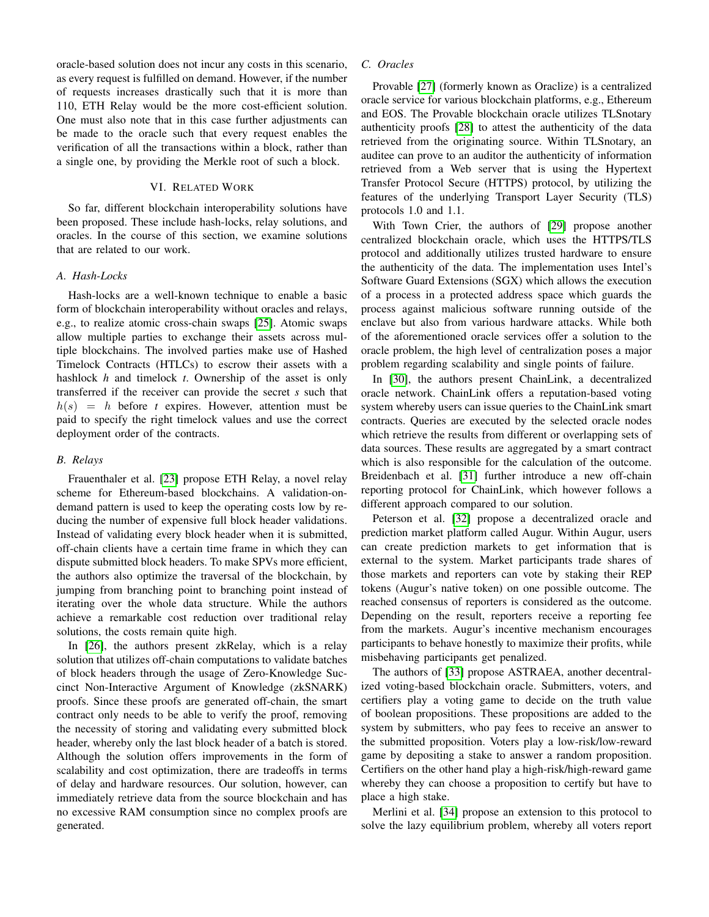oracle-based solution does not incur any costs in this scenario, as every request is fulfilled on demand. However, if the number of requests increases drastically such that it is more than 110, ETH Relay would be the more cost-efficient solution. One must also note that in this case further adjustments can be made to the oracle such that every request enables the verification of all the transactions within a block, rather than a single one, by providing the Merkle root of such a block.

## VI. Related Work

So far, different blockchain interoperability solutions have been proposed. These include hash-locks, relay solutions, and oracles. In the course of this section, we examine solutions that are related to our work.

### A. Hash-Locks

Hash-locks are a well-known technique to enable a basic form of blockchain interoperability without oracles and relays, e.g., to realize atomic cross-chain swaps [25]. Atomic swaps allow multiple parties to exchange their assets across multiple blockchains. The involved parties make use of Hashed Timelock Contracts (HTLCs) to escrow their assets with a hashlock $h$ and timelock $t$. Ownership of the asset is only transferred if the receiver can provide the secret $s$ such that $h(s) = h$ before $t$ expires. However, attention must be paid to specify the right timelock values and use the correct deployment order of the contracts.

### B. Relays

Frauenthaler et al. [23] propose ETH Relay, a novel relay scheme for Ethereum-based blockchains. A validation-on-demand pattern is used to keep the operating costs low by reducing the number of expensive full block header validations. Instead of validating every block header when it is submitted, off-chain clients have a certain time frame in which they can dispute submitted block headers. To make SPVs more efficient, the authors also optimize the traversal of the blockchain, by jumping from branching point to branching point instead of iterating over the whole data structure. While the authors achieve a remarkable cost reduction over traditional relay solutions, the costs remain quite high.

In [26], the authors present zkRelay, which is a relay solution that utilizes off-chain computations to validate batches of block headers through the usage of Zero-Knowledge Succinct Non-Interactive Argument of Knowledge (zkSNARK) proofs. Since these proofs are generated off-chain, the smart contract only needs to be able to verify the proof, removing the necessity of storing and validating every submitted block header, whereby only the last block header of a batch is stored. Although the solution offers improvements in the form of scalability and cost optimization, there are tradeoffs in terms of delay and hardware resources. Our solution, however, can immediately retrieve data from the source blockchain and has no excessive RAM consumption since no complex proofs are generated.

### C. Oracles

Provable [27] (formerly known as Oraclize) is a centralized oracle service for various blockchain platforms, e.g., Ethereum and EOS. The Provable blockchain oracle utilizes TLSnotary authenticity proofs [28] to attest the authenticity of the data retrieved from the originating source. Within TLSnotary, an auditee can prove to an auditor the authenticity of information retrieved from a Web server that is using the Hypertext Transfer Protocol Secure (HTTPS) protocol, by utilizing the features of the underlying Transport Layer Security (TLS) protocols 1.0 and 1.1.

With Town Crier, the authors of [29] propose another centralized blockchain oracle, which uses the HTTPS/TLS protocol and additionally utilizes trusted hardware to ensure the authenticity of the data. The implementation uses Intel's Software Guard Extensions (SGX) which allows the execution of a process in a protected address space which guards the process against malicious software running outside of the enclave but also from various hardware attacks. While both of the aforementioned oracle services offer a solution to the oracle problem, the high level of centralization poses a major problem regarding scalability and single points of failure.

In [30], the authors present ChainLink, a decentralized oracle network. ChainLink offers a reputation-based voting system whereby users can issue queries to the ChainLink smart contracts. Queries are executed by the selected oracle nodes which retrieve the results from different or overlapping sets of data sources. These results are aggregated by a smart contract which is also responsible for the calculation of the outcome. Breidenbach et al. [31] further introduce a new off-chain reporting protocol for ChainLink, which however follows a different approach compared to our solution.

Peterson et al. [32] propose a decentralized oracle and prediction market platform called Augur. Within Augur, users can create prediction markets to get information that is external to the system. Market participants trade shares of those markets and reporters can vote by staking their REP tokens (Augur's native token) on one possible outcome. The reached consensus of reporters is considered as the outcome. Depending on the result, reporters receive a reporting fee from the markets. Augur's incentive mechanism encourages participants to behave honestly to maximize their profits, while misbehaving participants get penalized.

The authors of [33] propose ASTRAEA, another decentralized voting-based blockchain oracle. Submitters, voters, and certifiers play a voting game to decide on the truth value of boolean propositions. These propositions are added to the system by submitters, who pay fees to receive an answer to the submitted proposition. Voters play a low-risk/low-reward game by depositing a stake to answer a random proposition. Certifiers on the other hand play a high-risk/high-reward game whereby they can choose a proposition to certify but have to place a high stake.

Merlini et al. [34] propose an extension to this protocol to solve the lazy equilibrium problem, whereby all voters report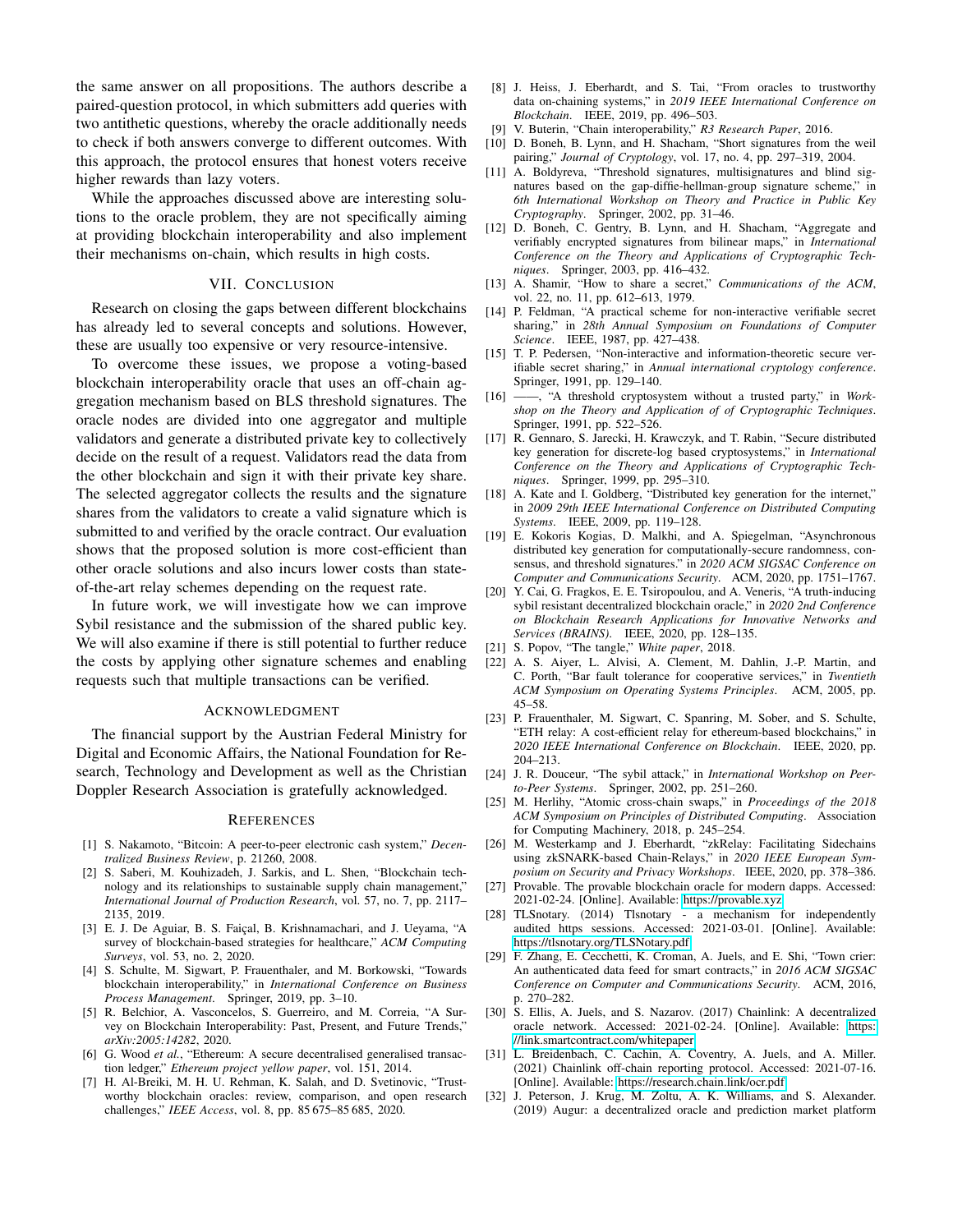the same answer on all propositions. The authors describe a paired-question protocol, in which submitters add queries with two antithetic questions, whereby the oracle additionally needs to check if both answers converge to different outcomes. With this approach, the protocol ensures that honest voters receive higher rewards than lazy voters.

While the approaches discussed above are interesting solutions to the oracle problem, they are not specifically aiming at providing blockchain interoperability and also implement their mechanisms on-chain, which results in high costs.

## VII. Conclusion

Research on closing the gaps between different blockchains has already led to several concepts and solutions. However, these are usually too expensive or very resource-intensive.

To overcome these issues, we propose a voting-based blockchain interoperability oracle that uses an off-chain aggregation mechanism based on BLS threshold signatures. The oracle nodes are divided into one aggregator and multiple validators and generate a distributed private key to collectively decide on the result of a request. Validators read the data from the other blockchain and sign it with their private key share. The selected aggregator collects the results and the signature shares from the validators to create a valid signature which is submitted to and verified by the oracle contract. Our evaluation shows that the proposed solution is more cost-efficient than other oracle solutions and also incurs lower costs than state-of-the-art relay schemes depending on the request rate.

In future work, we will investigate how we can improve Sybil resistance and the submission of the shared public key. We will also examine if there is still potential to further reduce the costs by applying other signature schemes and enabling requests such that multiple transactions can be verified.

## Acknowledgment

The financial support by the Austrian Federal Ministry for Digital and Economic Affairs, the National Foundation for Research, Technology and Development as well as the Christian Doppler Research Association is gratefully acknowledged.

## References

[1] S. Nakamoto, "Bitcoin: A peer-to-peer electronic cash system," *Decentralized Business Review*, p. 21260, 2008.

[2] S. Saberi, M. Kouhizadeh, J. Sarkis, and L. Shen, "Blockchain technology and its relationships to sustainable supply chain management," *International Journal of Production Research*, vol. 57, no. 7, pp. 2117–2135, 2019.

[3] E. J. De Aguiar, B. S. Faiçal, B. Krishnamachari, and J. Ueyama, "A survey of blockchain-based strategies for healthcare," *ACM Computing Surveys*, vol. 53, no. 2, 2020.

[4] S. Schulte, M. Sigwart, P. Frauenthaler, and M. Borkowski, "Towards blockchain interoperability," in *International Conference on Business Process Management*. Springer, 2019, pp. 3–10.

[5] R. Belchior, A. Vasconcelos, S. Guerreiro, and M. Correia, "A Survey on Blockchain Interoperability: Past, Present, and Future Trends," *arXiv:2005:14282*, 2020.

[6] G. Wood *et al.*, "Ethereum: A secure decentralised generalised transaction ledger," *Ethereum project yellow paper*, vol. 151, 2014.

[7] H. Al-Breiki, M. H. U. Rehman, K. Salah, and D. Svetinovic, "Trustworthy blockchain oracles: review, comparison, and open research challenges," *IEEE Access*, vol. 8, pp. 85 675–85 685, 2020.

[8] J. Heiss, J. Eberhardt, and S. Tai, "From oracles to trustworthy data on-chaining systems," in *2019 IEEE International Conference on Blockchain*. IEEE, 2019, pp. 496–503.

[9] V. Buterin, "Chain interoperability," *R3 Research Paper*, 2016.

[10] D. Boneh, B. Lynn, and H. Shacham, "Short signatures from the weil pairing," *Journal of Cryptology*, vol. 17, no. 4, pp. 297–319, 2004.

[11] A. Boldyreva, "Threshold signatures, multisignatures and blind signatures based on the gap-diffie-hellman-group signature scheme," in *6th International Workshop on Theory and Practice in Public Key Cryptography*. Springer, 2002, pp. 31–46.

[12] D. Boneh, C. Gentry, B. Lynn, and H. Shacham, "Aggregate and verifiably encrypted signatures from bilinear maps," in *International Conference on the Theory and Applications of Cryptographic Techniques*. Springer, 2003, pp. 416–432.

[13] A. Shamir, "How to share a secret," *Communications of the ACM*, vol. 22, no. 11, pp. 612–613, 1979.

[14] P. Feldman, "A practical scheme for non-interactive verifiable secret sharing," in *28th Annual Symposium on Foundations of Computer Science*. IEEE, 1987, pp. 427–438.

[15] T. P. Pedersen, "Non-interactive and information-theoretic secure verifiable secret sharing," in *Annual international cryptology conference*. Springer, 1991, pp. 129–140.

[16] ——, "A threshold cryptosystem without a trusted party," in *Workshop on the Theory and Application of of Cryptographic Techniques*. Springer, 1991, pp. 522–526.

[17] R. Gennaro, S. Jarecki, H. Krawczyk, and T. Rabin, "Secure distributed key generation for discrete-log based cryptosystems," in *International Conference on the Theory and Applications of Cryptographic Techniques*. Springer, 1999, pp. 295–310.

[18] A. Kate and I. Goldberg, "Distributed key generation for the internet," in *2009 29th IEEE International Conference on Distributed Computing Systems*. IEEE, 2009, pp. 119–128.

[19] E. Kokoris Kogias, D. Malkhi, and A. Spiegelman, "Asynchronous distributed key generation for computationally-secure randomness, consensus, and threshold signatures." in *2020 ACM SIGSAC Conference on Computer and Communications Security*. ACM, 2020, pp. 1751–1767.

[20] Y. Cai, G. Fragkos, E. E. Tsiropoulou, and A. Veneris, "A truth-inducing sybil resistant decentralized blockchain oracle," in *2020 2nd Conference on Blockchain Research Applications for Innovative Networks and Services (BRAINS)*. IEEE, 2020, pp. 128–135.

[21] S. Popov, "The tangle," *White paper*, 2018.

[22] A. S. Aiyer, L. Alvisi, A. Clement, M. Dahlin, J.-P. Martin, and C. Porth, "Bar fault tolerance for cooperative services," in *Twentieth ACM Symposium on Operating Systems Principles*. ACM, 2005, pp. 45–58.

[23] P. Frauenthaler, M. Sigwart, C. Spanring, M. Sober, and S. Schulte, "ETH relay: A cost-efficient relay for ethereum-based blockchains," in *2020 IEEE International Conference on Blockchain*. IEEE, 2020, pp. 204–213.

[24] J. R. Douceur, "The sybil attack," in *International Workshop on Peer-to-Peer Systems*. Springer, 2002, pp. 251–260.

[25] M. Herlihy, "Atomic cross-chain swaps," in *Proceedings of the 2018 ACM Symposium on Principles of Distributed Computing*. Association for Computing Machinery, 2018, p. 245–254.

[26] M. Westerkamp and J. Eberhardt, "zkRelay: Facilitating Sidechains using zkSNARK-based Chain-Relays," in *2020 IEEE European Symposium on Security and Privacy Workshops*. IEEE, 2020, pp. 378–386.

[27] Provable. The provable blockchain oracle for modern dapps. Accessed: 2021-02-24. [Online]. Available: https://provable.xyz

[28] TLSnotary. (2014) Tlsnotary - a mechanism for independently audited https sessions. Accessed: 2021-03-01. [Online]. Available: https://tlsnotary.org/TLSNotary.pdf

[29] F. Zhang, E. Cecchetti, K. Croman, A. Juels, and E. Shi, "Town crier: An authenticated data feed for smart contracts," in *2016 ACM SIGSAC Conference on Computer and Communications Security*. ACM, 2016, p. 270–282.

[30] S. Ellis, A. Juels, and S. Nazarov. (2017) Chainlink: A decentralized oracle network. Accessed: 2021-02-24. [Online]. Available: https://link.smartcontract.com/whitepaper

[31] L. Breidenbach, C. Cachin, A. Coventry, A. Juels, and A. Miller. (2021) Chainlink off-chain reporting protocol. Accessed: 2021-07-16. [Online]. Available: https://research.chain.link/ocr.pdf

[32] J. Peterson, J. Krug, M. Zoltu, A. K. Williams, and S. Alexander. (2019) Augur: a decentralized oracle and prediction market platform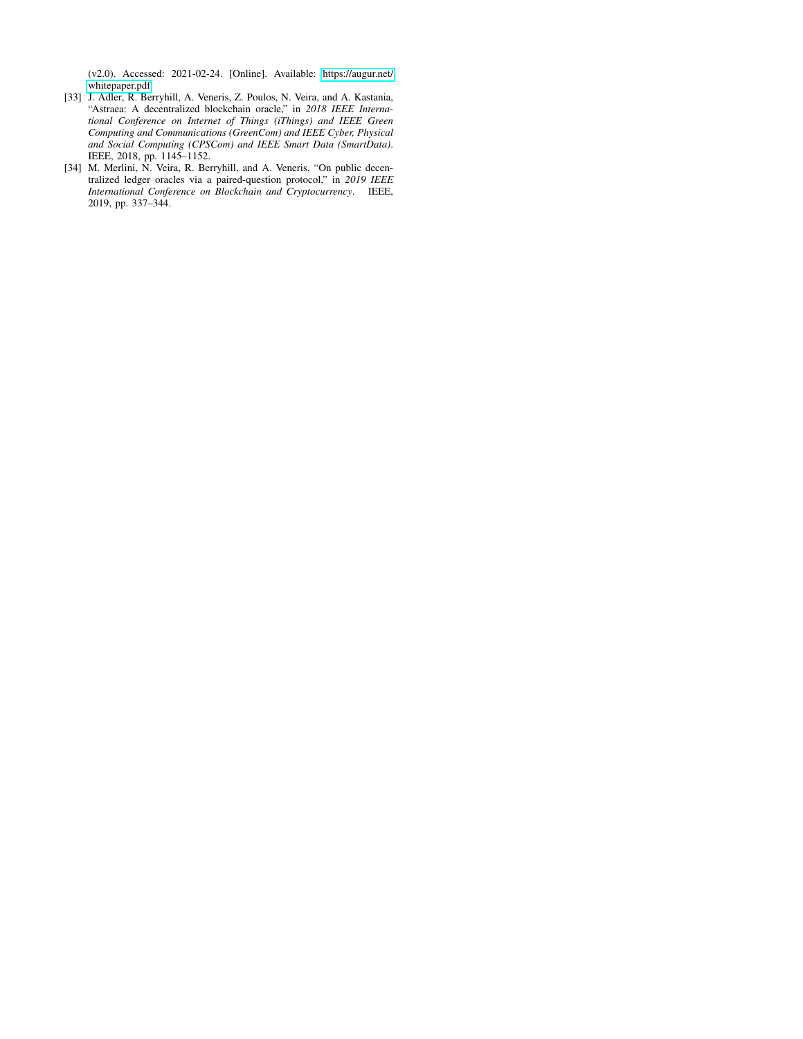(v2.0). Accessed: 2021-02-24. [Online]. Available: https://augur.net/whitepaper.pdf

[33] J. Adler, R. Berryhill, A. Veneris, Z. Poulos, N. Veira, and A. Kastania, "Astraea: A decentralized blockchain oracle," in *2018 IEEE International Conference on Internet of Things (iThings) and IEEE Green Computing and Communications (GreenCom) and IEEE Cyber, Physical and Social Computing (CPSCom) and IEEE Smart Data (SmartData)*. IEEE, 2018, pp. 1145–1152.

[34] M. Merlini, N. Veira, R. Berryhill, and A. Veneris, "On public decentralized ledger oracles via a paired-question protocol," in *2019 IEEE International Conference on Blockchain and Cryptocurrency*. IEEE, 2019, pp. 337–344.